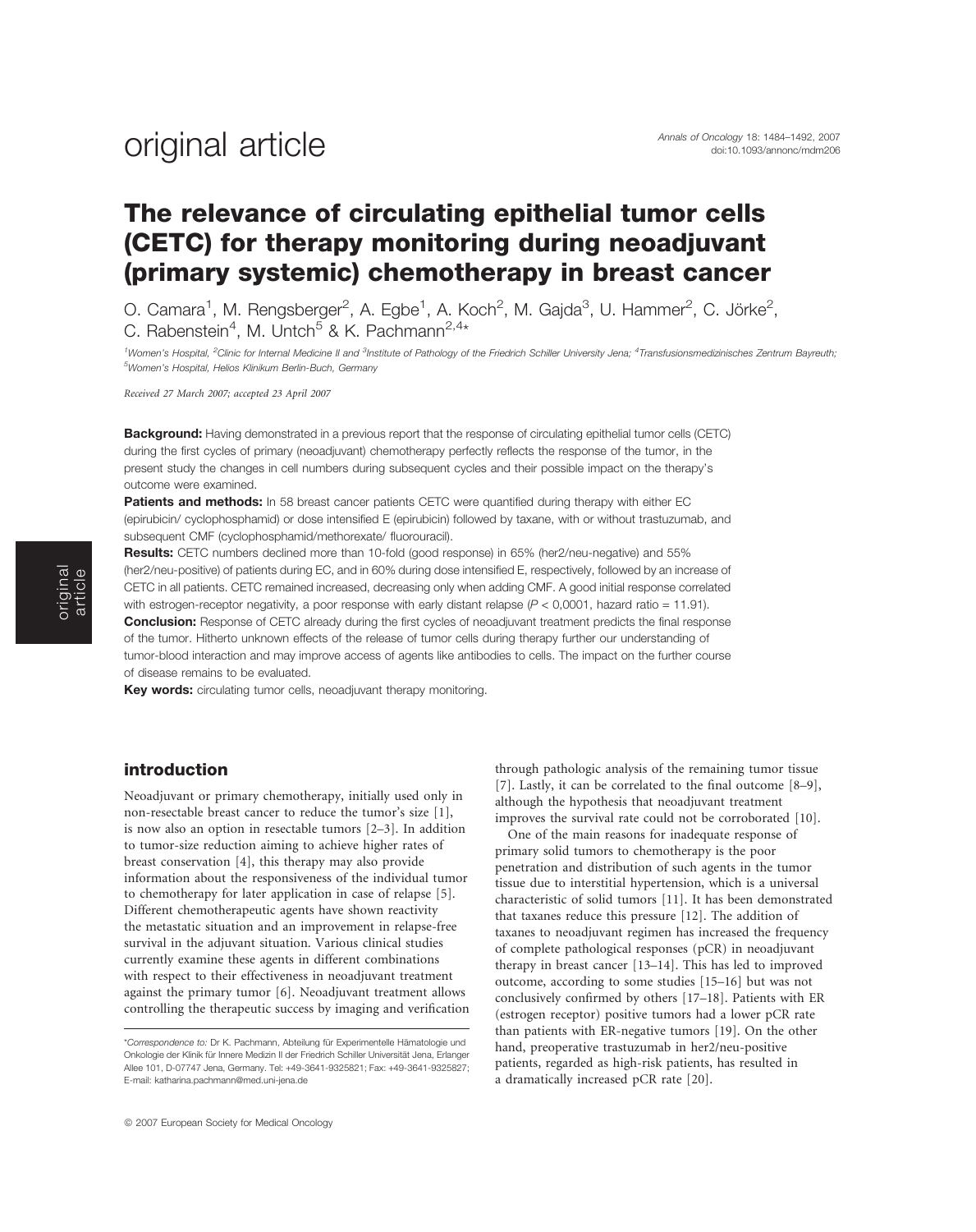original article

# The relevance of circulating epithelial tumor cells (CETC) for therapy monitoring during neoadjuvant (primary systemic) chemotherapy in breast cancer

O. Camara[1], M. Rengsberger[2], A. Egbe[1], A. Koch[2], M. Gajda[3], U. Hammer[2], C. Jörke[2], C. Rabenstein[4], M. Untch[5] & K. Pachmann[2,4]*

[1]Women's Hospital, [2]Clinic for Internal Medicine II and [3]Institute of Pathology of the Friedrich Schiller University Jena; [4]Transfusionsmedizinisches Zentrum Bayreuth; [5]Women's Hospital, Helios Klinikum Berlin-Buch, Germany

*Received 27 March 2007; accepted 23 April 2007*

**Background:** Having demonstrated in a previous report that the response of circulating epithelial tumor cells (CETC) during the first cycles of primary (neoadjuvant) chemotherapy perfectly reflects the response of the tumor, in the present study the changes in cell numbers during subsequent cycles and their possible impact on the therapy's outcome were examined.

**Patients and methods:** In 58 breast cancer patients CETC were quantified during therapy with either EC (epirubicin/ cyclophosphamid) or dose intensified E (epirubicin) followed by taxane, with or without trastuzumab, and subsequent CMF (cyclophosphamid/methorexate/ fluorouracil).

**Results:** CETC numbers declined more than 10-fold (good response) in 65% (her2/neu-negative) and 55% (her2/neu-positive) of patients during EC, and in 60% during dose intensified E, respectively, followed by an increase of CETC in all patients. CETC remained increased, decreasing only when adding CMF. A good initial response correlated with estrogen-receptor negativity, a poor response with early distant relapse ($P < 0,0001$, hazard ratio = 11.91).

**Conclusion:** Response of CETC already during the first cycles of neoadjuvant treatment predicts the final response of the tumor. Hitherto unknown effects of the release of tumor cells during therapy further our understanding of tumor-blood interaction and may improve access of agents like antibodies to cells. The impact on the further course of disease remains to be evaluated.

**Key words:** circulating tumor cells, neoadjuvant therapy monitoring.

## introduction

Neoadjuvant or primary chemotherapy, initially used only in non-resectable breast cancer to reduce the tumor's size [1], is now also an option in resectable tumors [2–3]. In addition to tumor-size reduction aiming to achieve higher rates of breast conservation [4], this therapy may also provide information about the responsiveness of the individual tumor to chemotherapy for later application in case of relapse [5]. Different chemotherapeutic agents have shown reactivity the metastatic situation and an improvement in relapse-free survival in the adjuvant situation. Various clinical studies currently examine these agents in different combinations with respect to their effectiveness in neoadjuvant treatment against the primary tumor [6]. Neoadjuvant treatment allows controlling the therapeutic success by imaging and verification through pathologic analysis of the remaining tumor tissue [7]. Lastly, it can be correlated to the final outcome [8–9], although the hypothesis that neoadjuvant treatment improves the survival rate could not be corroborated [10].

One of the main reasons for inadequate response of primary solid tumors to chemotherapy is the poor penetration and distribution of such agents in the tumor tissue due to interstitial hypertension, which is a universal characteristic of solid tumors [11]. It has been demonstrated that taxanes reduce this pressure [12]. The addition of taxanes to neoadjuvant regimen has increased the frequency of complete pathological responses (pCR) in neoadjuvant therapy in breast cancer [13–14]. This has led to improved outcome, according to some studies [15–16] but was not conclusively confirmed by others [17–18]. Patients with ER (estrogen receptor) positive tumors had a lower pCR rate than patients with ER-negative tumors [19]. On the other hand, preoperative trastuzumab in her2/neu-positive patients, regarded as high-risk patients, has resulted in a dramatically increased pCR rate [20].

*Correspondence to: Dr K. Pachmann, Abteilung für Experimentelle Hämatologie und Onkologie der Klinik für Innere Medizin II der Friedrich Schiller Universität Jena, Erlanger Allee 101, D-07747 Jena, Germany. Tel: +49-3641-9325821; Fax: +49-3641-9325827; E-mail: katharina.pachmann@med.uni-jena.de

© 2007 European Society for Medical Oncology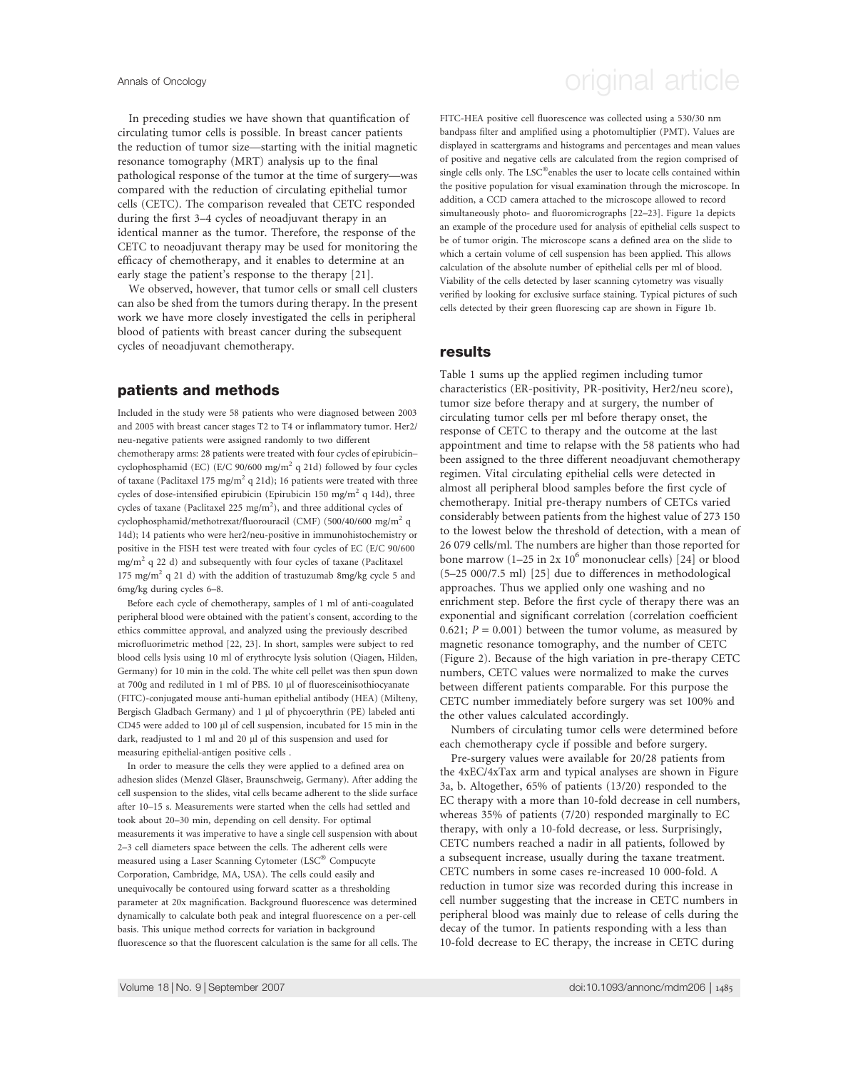In preceding studies we have shown that quantification of circulating tumor cells is possible. In breast cancer patients the reduction of tumor size—starting with the initial magnetic resonance tomography (MRT) analysis up to the final pathological response of the tumor at the time of surgery—was compared with the reduction of circulating epithelial tumor cells (CETC). The comparison revealed that CETC responded during the first 3–4 cycles of neoadjuvant therapy in an identical manner as the tumor. Therefore, the response of the CETC to neoadjuvant therapy may be used for monitoring the efficacy of chemotherapy, and it enables to determine at an early stage the patient's response to the therapy [21].

We observed, however, that tumor cells or small cell clusters can also be shed from the tumors during therapy. In the present work we have more closely investigated the cells in peripheral blood of patients with breast cancer during the subsequent cycles of neoadjuvant chemotherapy.

## patients and methods

Included in the study were 58 patients who were diagnosed between 2003 and 2005 with breast cancer stages T2 to T4 or inflammatory tumor. Her2/neu-negative patients were assigned randomly to two different chemotherapy arms: 28 patients were treated with four cycles of epirubicin–cyclophosphamid (EC) (E/C 90/600 mg/m$^2$ q 21d) followed by four cycles of taxane (Paclitaxel 175 mg/m$^2$ q 21d); 16 patients were treated with three cycles of dose-intensified epirubicin (Epirubicin 150 mg/m$^2$ q 14d), three cycles of taxane (Paclitaxel 225 mg/m$^2$), and three additional cycles of cyclophosphamid/methotrexat/fluorouracil (CMF) (500/40/600 mg/m$^2$ q 14d); 14 patients who were her2/neu-positive in immunohistochemistry or positive in the FISH test were treated with four cycles of EC (E/C 90/600 mg/m$^2$ q 22 d) and subsequently with four cycles of taxane (Paclitaxel 175 mg/m$^2$ q 21 d) with the addition of trastuzumab 8mg/kg cycle 5 and 6mg/kg during cycles 6–8.

Before each cycle of chemotherapy, samples of 1 ml of anti-coagulated peripheral blood were obtained with the patient's consent, according to the ethics committee approval, and analyzed using the previously described microfluorimetric method [22, 23]. In short, samples were subject to red blood cells lysis using 10 ml of erythrocyte lysis solution (Qiagen, Hilden, Germany) for 10 min in the cold. The white cell pellet was then spun down at 700g and rediluted in 1 ml of PBS. 10 µl of fluoresceinisothiocyanate (FITC)-conjugated mouse anti-human epithelial antibody (HEA) (Milteny, Bergisch Gladbach Germany) and 1 µl of phycoerythrin (PE) labeled anti CD45 were added to 100 µl of cell suspension, incubated for 15 min in the dark, readjusted to 1 ml and 20 µl of this suspension and used for measuring epithelial-antigen positive cells .

In order to measure the cells they were applied to a defined area on adhesion slides (Menzel Gläser, Braunschweig, Germany). After adding the cell suspension to the slides, vital cells became adherent to the slide surface after 10–15 s. Measurements were started when the cells had settled and took about 20–30 min, depending on cell density. For optimal measurements it was imperative to have a single cell suspension with about 2–3 cell diameters space between the cells. The adherent cells were measured using a Laser Scanning Cytometer (LSC® Compucyte Corporation, Cambridge, MA, USA). The cells could easily and unequivocally be contoured using forward scatter as a thresholding parameter at 20x magnification. Background fluorescence was determined dynamically to calculate both peak and integral fluorescence on a per-cell basis. This unique method corrects for variation in background fluorescence so that the fluorescent calculation is the same for all cells. The FITC-HEA positive cell fluorescence was collected using a 530/30 nm bandpass filter and amplified using a photomultiplier (PMT). Values are displayed in scattergrams and histograms and percentages and mean values of positive and negative cells are calculated from the region comprised of single cells only. The LSC® enables the user to locate cells contained within the positive population for visual examination through the microscope. In addition, a CCD camera attached to the microscope allowed to record simultaneously photo- and fluoromicrographs [22–23]. Figure 1a depicts an example of the procedure used for analysis of epithelial cells suspect to be of tumor origin. The microscope scans a defined area on the slide to which a certain volume of cell suspension has been applied. This allows calculation of the absolute number of epithelial cells per ml of blood. Viability of the cells detected by laser scanning cytometry was visually verified by looking for exclusive surface staining. Typical pictures of such cells detected by their green fluorescing cap are shown in Figure 1b.

## results

Table 1 sums up the applied regimen including tumor characteristics (ER-positivity, PR-positivity, Her2/neu score), tumor size before therapy and at surgery, the number of circulating tumor cells per ml before therapy onset, the response of CETC to therapy and the outcome at the last appointment and time to relapse with the 58 patients who had been assigned to the three different neoadjuvant chemotherapy regimen. Vital circulating epithelial cells were detected in almost all peripheral blood samples before the first cycle of chemotherapy. Initial pre-therapy numbers of CETCs varied considerably between patients from the highest value of 273 150 to the lowest below the threshold of detection, with a mean of 26 079 cells/ml. The numbers are higher than those reported for bone marrow (1–25 in 2x 10$^6$ mononuclear cells) [24] or blood (5–25 000/7.5 ml) [25] due to differences in methodological approaches. Thus we applied only one washing and no enrichment step. Before the first cycle of therapy there was an exponential and significant correlation (correlation coefficient 0.621; $P = 0.001$) between the tumor volume, as measured by magnetic resonance tomography, and the number of CETC (Figure 2). Because of the high variation in pre-therapy CETC numbers, CETC values were normalized to make the curves between different patients comparable. For this purpose the CETC number immediately before surgery was set 100% and the other values calculated accordingly.

Numbers of circulating tumor cells were determined before each chemotherapy cycle if possible and before surgery.

Pre-surgery values were available for 20/28 patients from the 4xEC/4xTax arm and typical analyses are shown in Figure 3a, b. Altogether, 65% of patients (13/20) responded to the EC therapy with a more than 10-fold decrease in cell numbers, whereas 35% of patients (7/20) responded marginally to EC therapy, with only a 10-fold decrease, or less. Surprisingly, CETC numbers reached a nadir in all patients, followed by a subsequent increase, usually during the taxane treatment. CETC numbers in some cases re-increased 10 000-fold. A reduction in tumor size was recorded during this increase in cell number suggesting that the increase in CETC numbers in peripheral blood was mainly due to release of cells during the decay of the tumor. In patients responding with a less than 10-fold decrease to EC therapy, the increase in CETC during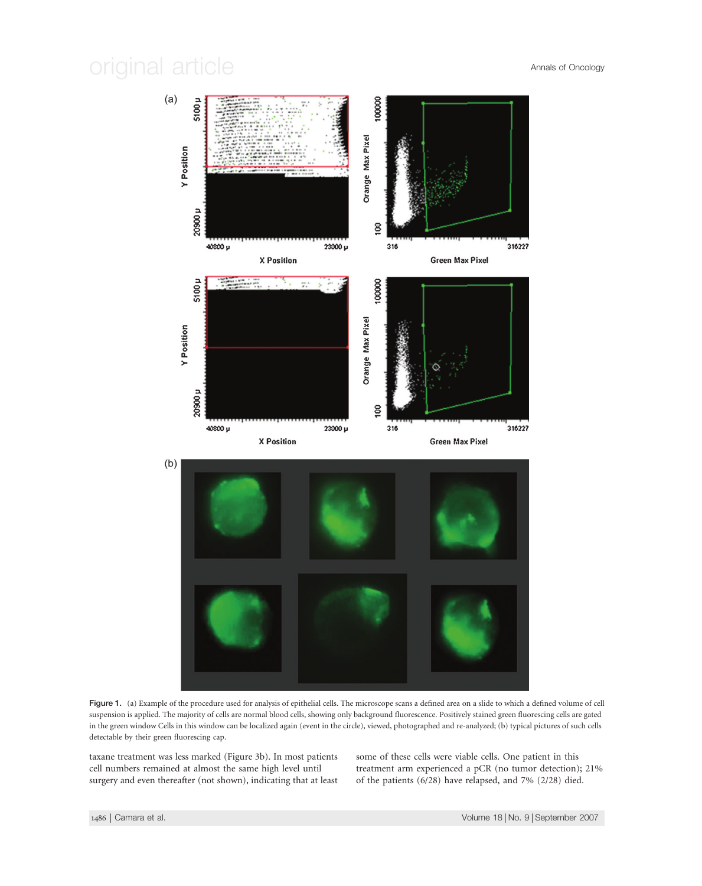Figure 1. (a) Example of the procedure used for analysis of epithelial cells. The microscope scans a defined area on a slide to which a defined volume of cell suspension is applied. The majority of cells are normal blood cells, showing only background fluorescence. Positively stained green fluorescing cells are gated in the green window Cells in this window can be localized again (event in the circle), viewed, photographed and re-analyzed; (b) typical pictures of such cells detectable by their green fluorescing cap.

taxane treatment was less marked (Figure 3b). In most patients cell numbers remained at almost the same high level until surgery and even thereafter (not shown), indicating that at least some of these cells were viable cells. One patient in this treatment arm experienced a pCR (no tumor detection); 21% of the patients (6/28) have relapsed, and 7% (2/28) died.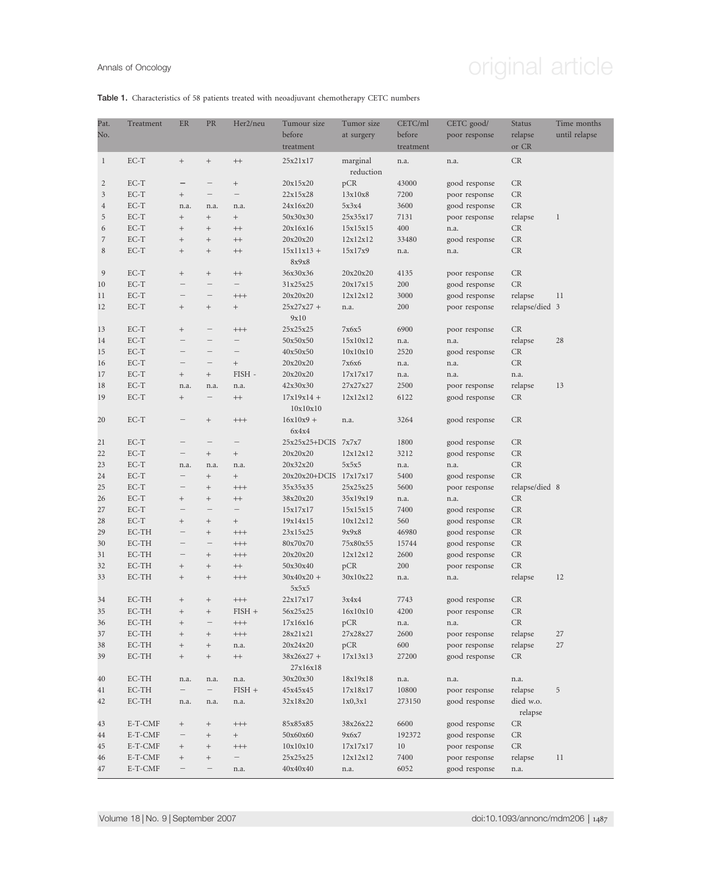**Table 1.** Characteristics of 58 patients treated with neoadjuvant chemotherapy CETC numbers

| Pat. No. | Treatment | ER | PR | Her2/neu | Tumour size before treatment | Tumor size at surgery | CETC/ml before treatment | CETC good/ poor response | Status relapse or CR | Time months until relapse |
|---|---|---|---|---|---|---|---|---|---|---|
| 1 | EC-T | + | + | ++ | 25x21x17 | marginal reduction | n.a. | n.a. | CR | |
| 2 | EC-T | – | – | + | 20x15x20 | pCR | 43000 | good response | CR | |
| 3 | EC-T | + | – | – | 22x15x28 | 13x10x8 | 7200 | poor response | CR | |
| 4 | EC-T | n.a. | n.a. | n.a. | 24x16x20 | 5x3x4 | 3600 | good response | CR | |
| 5 | EC-T | + | + | + | 50x30x30 | 25x35x17 | 7131 | poor response | relapse | 1 |
| 6 | EC-T | + | + | ++ | 20x16x16 | 15x15x15 | 400 | n.a. | CR | |
| 7 | EC-T | + | + | ++ | 20x20x20 | 12x12x12 | 33480 | good response | CR | |
| 8 | EC-T | + | + | ++ | 15x11x13 + 8x9x8 | 15x17x9 | n.a. | n.a. | CR | |
| 9 | EC-T | + | + | ++ | 36x30x36 | 20x20x20 | 4135 | poor response | CR | |
| 10 | EC-T | – | – | – | 31x25x25 | 20x17x15 | 200 | good response | CR | |
| 11 | EC-T | – | – | +++ | 20x20x20 | 12x12x12 | 3000 | good response | relapse | 11 |
| 12 | EC-T | + | + | + | 25x27x27 + 9x10 | n.a. | 200 | poor response | relapse/died | 3 |
| 13 | EC-T | + | – | +++ | 25x25x25 | 7x6x5 | 6900 | poor response | CR | |
| 14 | EC-T | – | – | – | 50x50x50 | 15x10x12 | n.a. | n.a. | relapse | 28 |
| 15 | EC-T | – | – | – | 40x50x50 | 10x10x10 | 2520 | good response | CR | |
| 16 | EC-T | – | – | + | 20x20x20 | 7x6x6 | n.a. | n.a. | CR | |
| 17 | EC-T | + | + | FISH - | 20x20x20 | 17x17x17 | n.a. | n.a. | n.a. | |
| 18 | EC-T | n.a. | n.a. | n.a. | 42x30x30 | 27x27x27 | 2500 | poor response | relapse | 13 |
| 19 | EC-T | + | – | ++ | 17x19x14 + 10x10x10 | 12x12x12 | 6122 | good response | CR | |
| 20 | EC-T | – | + | +++ | 16x10x9 + 6x4x4 | n.a. | 3264 | good response | CR | |
| 21 | EC-T | – | – | – | 25x25x25+DCIS | 7x7x7 | 1800 | good response | CR | |
| 22 | EC-T | – | + | + | 20x20x20 | 12x12x12 | 3212 | good response | CR | |
| 23 | EC-T | n.a. | n.a. | n.a. | 20x32x20 | 5x5x5 | n.a. | n.a. | CR | |
| 24 | EC-T | – | + | + | 20x20x20+DCIS | 17x17x17 | 5400 | good response | CR | |
| 25 | EC-T | – | + | +++ | 35x35x35 | 25x25x25 | 5600 | poor response | relapse/died | 8 |
| 26 | EC-T | + | + | ++ | 38x20x20 | 35x19x19 | n.a. | n.a. | CR | |
| 27 | EC-T | – | – | – | 15x17x17 | 15x15x15 | 7400 | good response | CR | |
| 28 | EC-T | + | + | + | 19x14x15 | 10x12x12 | 560 | good response | CR | |
| 29 | EC-TH | – | + | +++ | 23x15x25 | 9x9x8 | 46980 | good response | CR | |
| 30 | EC-TH | – | – | +++ | 80x70x70 | 75x80x55 | 15744 | good response | CR | |
| 31 | EC-TH | – | + | +++ | 20x20x20 | 12x12x12 | 2600 | good response | CR | |
| 32 | EC-TH | + | + | ++ | 50x30x40 | pCR | 200 | poor response | CR | |
| 33 | EC-TH | + | + | +++ | 30x40x20 + 5x5x5 | 30x10x22 | n.a. | n.a. | relapse | 12 |
| 34 | EC-TH | + | + | +++ | 22x17x17 | 3x4x4 | 7743 | good response | CR | |
| 35 | EC-TH | + | + | FISH + | 56x25x25 | 16x10x10 | 4200 | poor response | CR | |
| 36 | EC-TH | + | – | +++ | 17x16x16 | pCR | n.a. | n.a. | CR | |
| 37 | EC-TH | + | + | +++ | 28x21x21 | 27x28x27 | 2600 | poor response | relapse | 27 |
| 38 | EC-TH | + | + | n.a. | 20x24x20 | pCR | 600 | poor response | relapse | 27 |
| 39 | EC-TH | + | + | ++ | 38x26x27 + 27x16x18 | 17x13x13 | 27200 | good response | CR | |
| 40 | EC-TH | n.a. | n.a. | n.a. | 30x20x30 | 18x19x18 | n.a. | n.a. | n.a. | |
| 41 | EC-TH | – | – | FISH + | 45x45x45 | 17x18x17 | 10800 | poor response | relapse | 5 |
| 42 | EC-TH | n.a. | n.a. | n.a. | 32x18x20 | 1x0,3x1 | 273150 | good response | died w.o. relapse | |
| 43 | E-T-CMF | + | + | +++ | 85x85x85 | 38x26x22 | 6600 | good response | CR | |
| 44 | E-T-CMF | – | + | + | 50x60x60 | 9x6x7 | 192372 | good response | CR | |
| 45 | E-T-CMF | + | + | +++ | 10x10x10 | 17x17x17 | 10 | poor response | CR | |
| 46 | E-T-CMF | + | + | – | 25x25x25 | 12x12x12 | 7400 | poor response | relapse | 11 |
| 47 | E-T-CMF | – | – | n.a. | 40x40x40 | n.a. | 6052 | good response | n.a. | |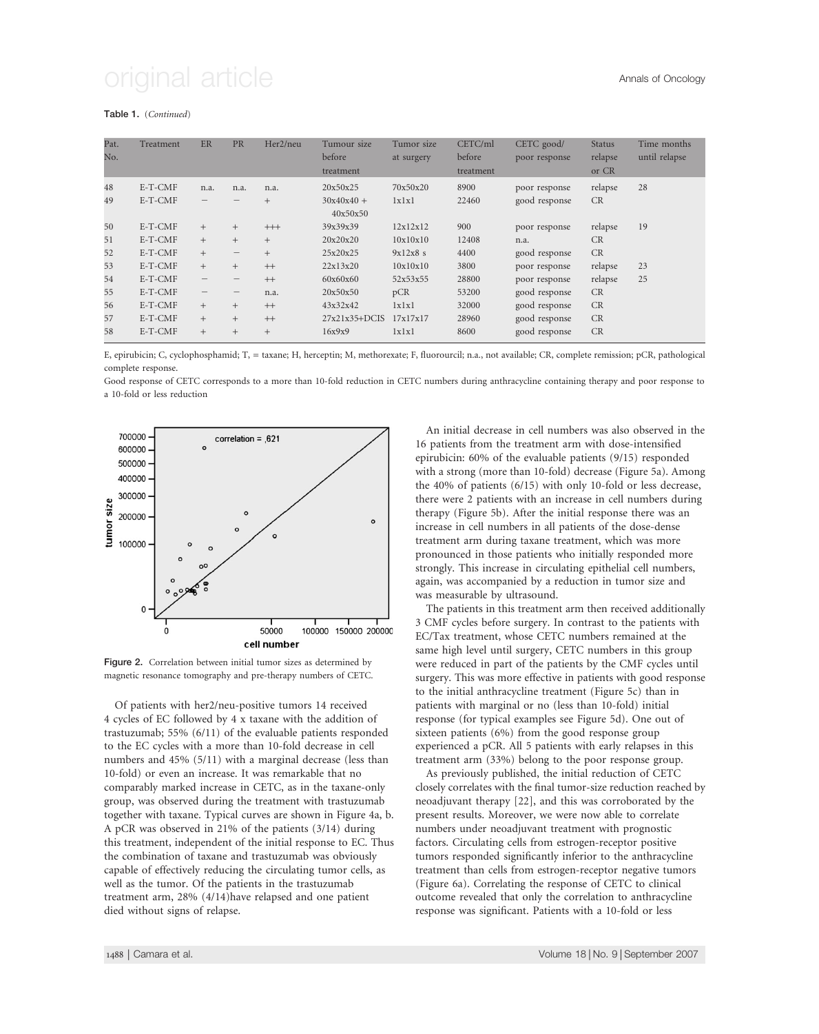Table 1. (*Continued*)

| Pat. No. | Treatment | ER | PR | Her2/neu | Tumour size before treatment | Tumor size at surgery | CETC/ml before treatment | CETC good/ poor response | Status relapse or CR | Time months until relapse |
|---|---|---|---|---|---|---|---|---|---|---|
| 48 | E-T-CMF | n.a. | n.a. | n.a. | 20x50x25 | 70x50x20 | 8900 | poor response | relapse | 28 |
| 49 | E-T-CMF | − | − | + | 30x40x40 + 40x50x50 | 1x1x1 | 22460 | good response | CR | |
| 50 | E-T-CMF | + | + | +++ | 39x39x39 | 12x12x12 | 900 | poor response | relapse | 19 |
| 51 | E-T-CMF | + | + | + | 20x20x20 | 10x10x10 | 12408 | n.a. | CR | |
| 52 | E-T-CMF | + | − | + | 25x20x25 | 9x12x8 s | 4400 | good response | CR | |
| 53 | E-T-CMF | + | + | ++ | 22x13x20 | 10x10x10 | 3800 | poor response | relapse | 23 |
| 54 | E-T-CMF | − | − | ++ | 60x60x60 | 52x53x55 | 28800 | poor response | relapse | 25 |
| 55 | E-T-CMF | − | − | n.a. | 20x50x50 | pCR | 53200 | good response | CR | |
| 56 | E-T-CMF | + | + | ++ | 43x32x42 | 1x1x1 | 32000 | good response | CR | |
| 57 | E-T-CMF | + | + | ++ | 27x21x35+DCIS | 17x17x17 | 28960 | good response | CR | |
| 58 | E-T-CMF | + | + | + | 16x9x9 | 1x1x1 | 8600 | good response | CR | |

E, epirubicin; C, cyclophosphamid; T, = taxane; H, herceptin; M, methorexate; F, fluorourcil; n.a., not available; CR, complete remission; pCR, pathological complete response.

Good response of CETC corresponds to a more than 10-fold reduction in CETC numbers during anthracycline containing therapy and poor response to a 10-fold or less reduction

Figure 2. Correlation between initial tumor sizes as determined by magnetic resonance tomography and pre-therapy numbers of CETC.

Of patients with her2/neu-positive tumors 14 received 4 cycles of EC followed by 4 x taxane with the addition of trastuzumab; 55% (6/11) of the evaluable patients responded to the EC cycles with a more than 10-fold decrease in cell numbers and 45% (5/11) with a marginal decrease (less than 10-fold) or even an increase. It was remarkable that no comparably marked increase in CETC, as in the taxane-only group, was observed during the treatment with trastuzumab together with taxane. Typical curves are shown in Figure 4a, b. A pCR was observed in 21% of the patients (3/14) during this treatment, independent of the initial response to EC. Thus the combination of taxane and trastuzumab was obviously capable of effectively reducing the circulating tumor cells, as well as the tumor. Of the patients in the trastuzumab treatment arm, 28% (4/14)have relapsed and one patient died without signs of relapse.

An initial decrease in cell numbers was also observed in the 16 patients from the treatment arm with dose-intensified epirubicin: 60% of the evaluable patients (9/15) responded with a strong (more than 10-fold) decrease (Figure 5a). Among the 40% of patients (6/15) with only 10-fold or less decrease, there were 2 patients with an increase in cell numbers during therapy (Figure 5b). After the initial response there was an increase in cell numbers in all patients of the dose-dense treatment arm during taxane treatment, which was more pronounced in those patients who initially responded more strongly. This increase in circulating epithelial cell numbers, again, was accompanied by a reduction in tumor size and was measurable by ultrasound.

The patients in this treatment arm then received additionally 3 CMF cycles before surgery. In contrast to the patients with EC/Tax treatment, whose CETC numbers remained at the same high level until surgery, CETC numbers in this group were reduced in part of the patients by the CMF cycles until surgery. This was more effective in patients with good response to the initial anthracycline treatment (Figure 5c) than in patients with marginal or no (less than 10-fold) initial response (for typical examples see Figure 5d). One out of sixteen patients (6%) from the good response group experienced a pCR. All 5 patients with early relapses in this treatment arm (33%) belong to the poor response group.

As previously published, the initial reduction of CETC closely correlates with the final tumor-size reduction reached by neoadjuvant therapy [22], and this was corroborated by the present results. Moreover, we were now able to correlate numbers under neoadjuvant treatment with prognostic factors. Circulating cells from estrogen-receptor positive tumors responded significantly inferior to the anthracycline treatment than cells from estrogen-receptor negative tumors (Figure 6a). Correlating the response of CETC to clinical outcome revealed that only the correlation to anthracycline response was significant. Patients with a 10-fold or less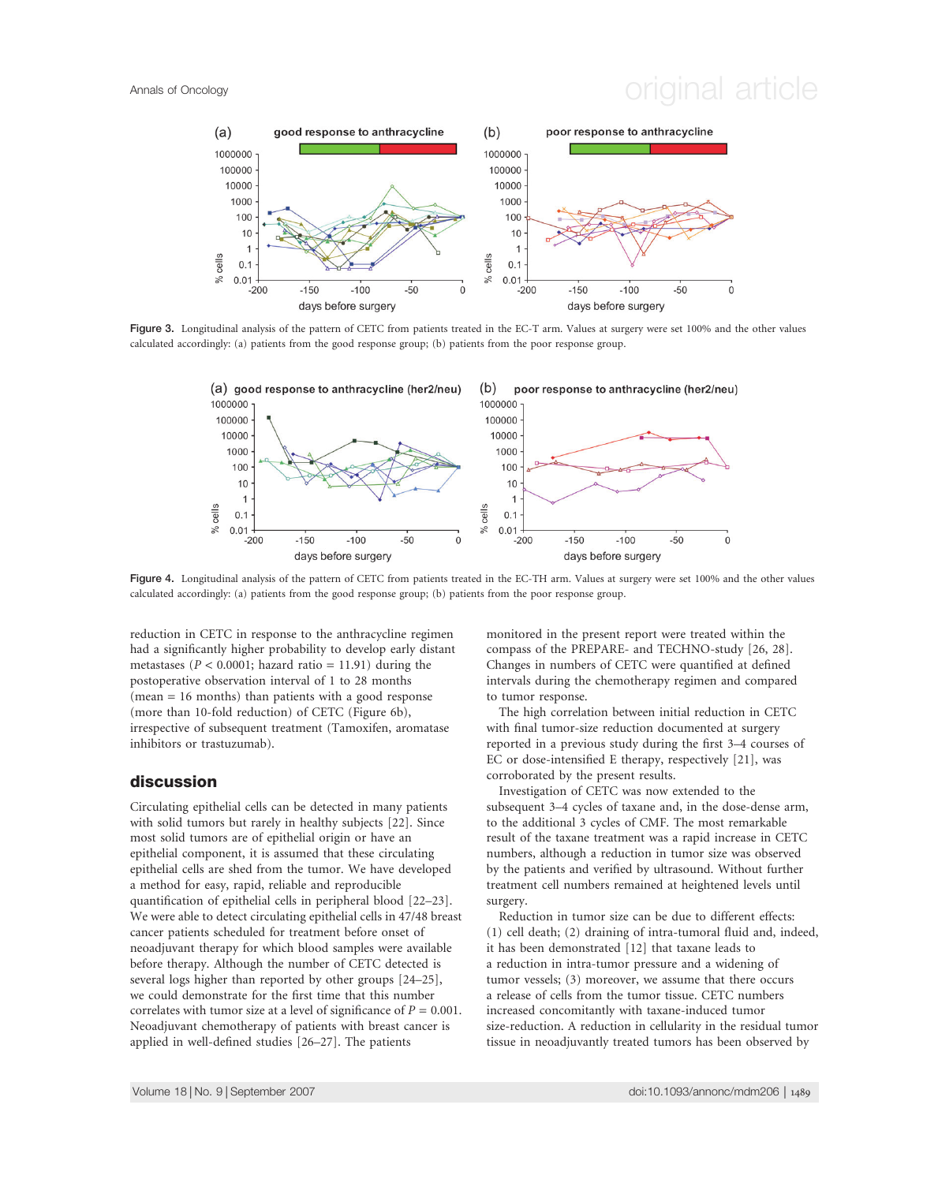Figure 3. Longitudinal analysis of the pattern of CETC from patients treated in the EC-T arm. Values at surgery were set 100% and the other values calculated accordingly: (a) patients from the good response group; (b) patients from the poor response group.

Figure 4. Longitudinal analysis of the pattern of CETC from patients treated in the EC-TH arm. Values at surgery were set 100% and the other values calculated accordingly: (a) patients from the good response group; (b) patients from the poor response group.

reduction in CETC in response to the anthracycline regimen had a significantly higher probability to develop early distant metastases ($P < 0.0001$; hazard ratio = 11.91) during the postoperative observation interval of 1 to 28 months (mean = 16 months) than patients with a good response (more than 10-fold reduction) of CETC (Figure 6b), irrespective of subsequent treatment (Tamoxifen, aromatase inhibitors or trastuzumab).

## discussion

Circulating epithelial cells can be detected in many patients with solid tumors but rarely in healthy subjects [22]. Since most solid tumors are of epithelial origin or have an epithelial component, it is assumed that these circulating epithelial cells are shed from the tumor. We have developed a method for easy, rapid, reliable and reproducible quantification of epithelial cells in peripheral blood [22–23]. We were able to detect circulating epithelial cells in 47/48 breast cancer patients scheduled for treatment before onset of neoadjuvant therapy for which blood samples were available before therapy. Although the number of CETC detected is several logs higher than reported by other groups [24–25], we could demonstrate for the first time that this number correlates with tumor size at a level of significance of $P = 0.001$. Neoadjuvant chemotherapy of patients with breast cancer is applied in well-defined studies [26–27]. The patients monitored in the present report were treated within the compass of the PREPARE- and TECHNO-study [26, 28]. Changes in numbers of CETC were quantified at defined intervals during the chemotherapy regimen and compared to tumor response.

The high correlation between initial reduction in CETC with final tumor-size reduction documented at surgery reported in a previous study during the first 3–4 courses of EC or dose-intensified E therapy, respectively [21], was corroborated by the present results.

Investigation of CETC was now extended to the subsequent 3–4 cycles of taxane and, in the dose-dense arm, to the additional 3 cycles of CMF. The most remarkable result of the taxane treatment was a rapid increase in CETC numbers, although a reduction in tumor size was observed by the patients and verified by ultrasound. Without further treatment cell numbers remained at heightened levels until surgery.

Reduction in tumor size can be due to different effects: (1) cell death; (2) draining of intra-tumoral fluid and, indeed, it has been demonstrated [12] that taxane leads to a reduction in intra-tumor pressure and a widening of tumor vessels; (3) moreover, we assume that there occurs a release of cells from the tumor tissue. CETC numbers increased concomitantly with taxane-induced tumor size-reduction. A reduction in cellularity in the residual tumor tissue in neoadjuvantly treated tumors has been observed by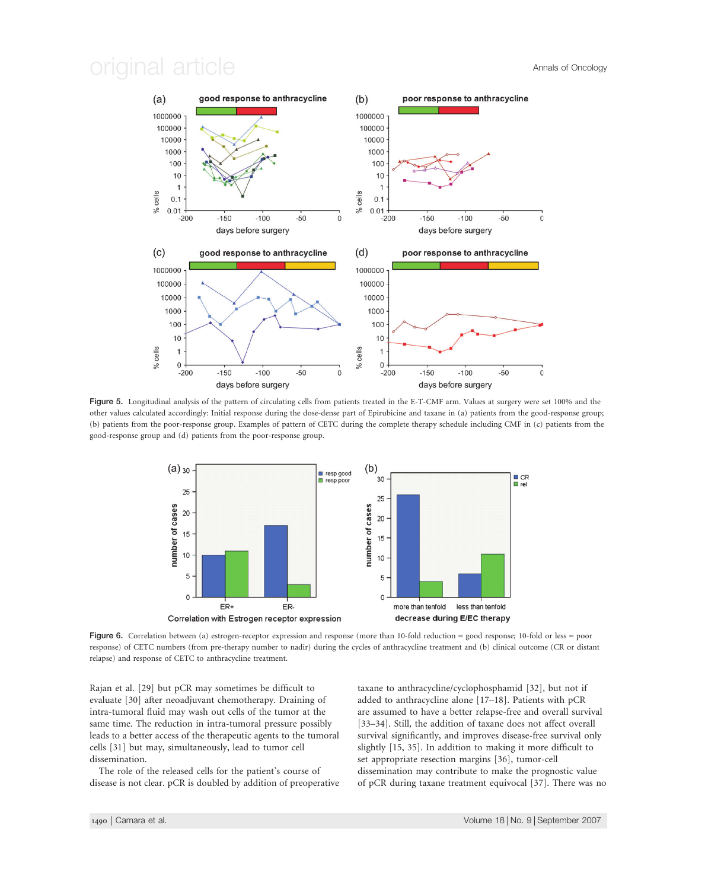**Figure 5.** Longitudinal analysis of the pattern of circulating cells from patients treated in the E-T-CMF arm. Values at surgery were set 100% and the other values calculated accordingly: Initial response during the dose-dense part of Epirubicine and taxane in (a) patients from the good-response group; (b) patients from the poor-response group. Examples of pattern of CETC during the complete therapy schedule including CMF in (c) patients from the good-response group and (d) patients from the poor-response group.

**Figure 6.** Correlation between (a) estrogen-receptor expression and response (more than 10-fold reduction = good response; 10-fold or less = poor response) of CETC numbers (from pre-therapy number to nadir) during the cycles of anthracycline treatment and (b) clinical outcome (CR or distant relapse) and response of CETC to anthracycline treatment.

Rajan et al. [29] but pCR may sometimes be difficult to evaluate [30] after neoadjuvant chemotherapy. Draining of intra-tumoral fluid may wash out cells of the tumor at the same time. The reduction in intra-tumoral pressure possibly leads to a better access of the therapeutic agents to the tumoral cells [31] but may, simultaneously, lead to tumor cell dissemination.

The role of the released cells for the patient's course of disease is not clear. pCR is doubled by addition of preoperative taxane to anthracycline/cyclophosphamid [32], but not if added to anthracycline alone [17–18]. Patients with pCR are assumed to have a better relapse-free and overall survival [33–34]. Still, the addition of taxane does not affect overall survival significantly, and improves disease-free survival only slightly [15, 35]. In addition to making it more difficult to set appropriate resection margins [36], tumor-cell dissemination may contribute to make the prognostic value of pCR during taxane treatment equivocal [37]. There was no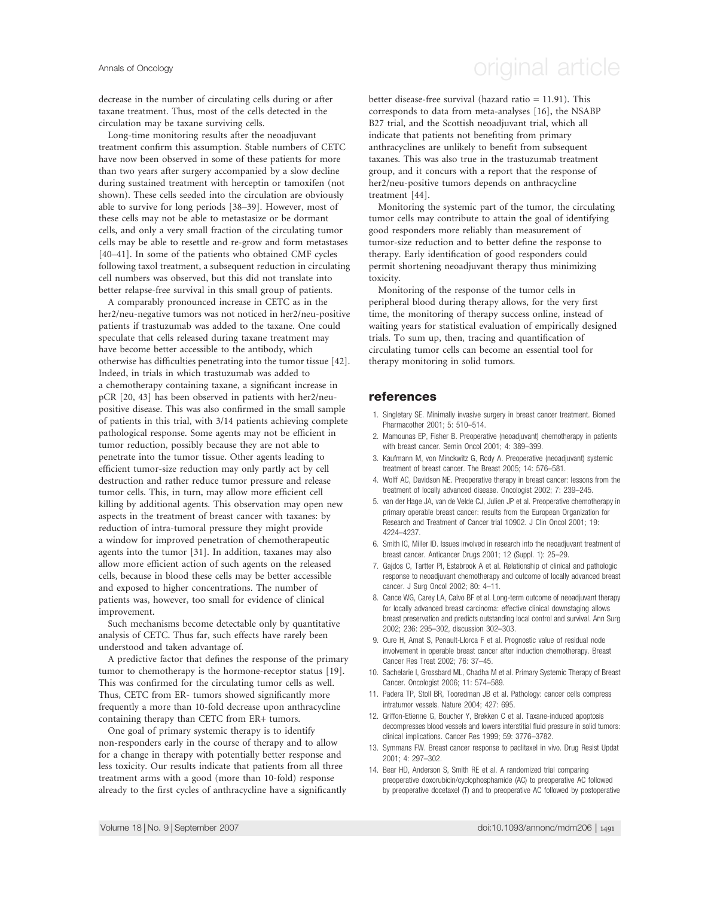decrease in the number of circulating cells during or after taxane treatment. Thus, most of the cells detected in the circulation may be taxane surviving cells.

Long-time monitoring results after the neoadjuvant treatment confirm this assumption. Stable numbers of CETC have now been observed in some of these patients for more than two years after surgery accompanied by a slow decline during sustained treatment with herceptin or tamoxifen (not shown). These cells seeded into the circulation are obviously able to survive for long periods [38–39]. However, most of these cells may not be able to metastasize or be dormant cells, and only a very small fraction of the circulating tumor cells may be able to resettle and re-grow and form metastases [40–41]. In some of the patients who obtained CMF cycles following taxol treatment, a subsequent reduction in circulating cell numbers was observed, but this did not translate into better relapse-free survival in this small group of patients.

A comparably pronounced increase in CETC as in the her2/neu-negative tumors was not noticed in her2/neu-positive patients if trastuzumab was added to the taxane. One could speculate that cells released during taxane treatment may have become better accessible to the antibody, which otherwise has difficulties penetrating into the tumor tissue [42]. Indeed, in trials in which trastuzumab was added to a chemotherapy containing taxane, a significant increase in pCR [20, 43] has been observed in patients with her2/neu-positive disease. This was also confirmed in the small sample of patients in this trial, with 3/14 patients achieving complete pathological response. Some agents may not be efficient in tumor reduction, possibly because they are not able to penetrate into the tumor tissue. Other agents leading to efficient tumor-size reduction may only partly act by cell destruction and rather reduce tumor pressure and release tumor cells. This, in turn, may allow more efficient cell killing by additional agents. This observation may open new aspects in the treatment of breast cancer with taxanes: by reduction of intra-tumoral pressure they might provide a window for improved penetration of chemotherapeutic agents into the tumor [31]. In addition, taxanes may also allow more efficient action of such agents on the released cells, because in blood these cells may be better accessible and exposed to higher concentrations. The number of patients was, however, too small for evidence of clinical improvement.

Such mechanisms become detectable only by quantitative analysis of CETC. Thus far, such effects have rarely been understood and taken advantage of.

A predictive factor that defines the response of the primary tumor to chemotherapy is the hormone-receptor status [19]. This was confirmed for the circulating tumor cells as well. Thus, CETC from ER- tumors showed significantly more frequently a more than 10-fold decrease upon anthracycline containing therapy than CETC from ER+ tumors.

One goal of primary systemic therapy is to identify non-responders early in the course of therapy and to allow for a change in therapy with potentially better response and less toxicity. Our results indicate that patients from all three treatment arms with a good (more than 10-fold) response already to the first cycles of anthracycline have a significantly better disease-free survival (hazard ratio = 11.91). This corresponds to data from meta-analyses [16], the NSABP B27 trial, and the Scottish neoadjuvant trial, which all indicate that patients not benefiting from primary anthracyclines are unlikely to benefit from subsequent taxanes. This was also true in the trastuzumab treatment group, and it concurs with a report that the response of her2/neu-positive tumors depends on anthracycline treatment [44].

Monitoring the systemic part of the tumor, the circulating tumor cells may contribute to attain the goal of identifying good responders more reliably than measurement of tumor-size reduction and to better define the response to therapy. Early identification of good responders could permit shortening neoadjuvant therapy thus minimizing toxicity.

Monitoring of the response of the tumor cells in peripheral blood during therapy allows, for the very first time, the monitoring of therapy success online, instead of waiting years for statistical evaluation of empirically designed trials. To sum up, then, tracing and quantification of circulating tumor cells can become an essential tool for therapy monitoring in solid tumors.

## references

1. Singletary SE. Minimally invasive surgery in breast cancer treatment. Biomed Pharmacother 2001; 5: 510–514.
2. Mamounas EP, Fisher B. Preoperative (neoadjuvant) chemotherapy in patients with breast cancer. Semin Oncol 2001; 4: 389–399.
3. Kaufmann M, von Minckwitz G, Rody A. Preoperative (neoadjuvant) systemic treatment of breast cancer. The Breast 2005; 14: 576–581.
4. Wolff AC, Davidson NE. Preoperative therapy in breast cancer: lessons from the treatment of locally advanced disease. Oncologist 2002; 7: 239–245.
5. van der Hage JA, van de Velde CJ, Julien JP et al. Preoperative chemotherapy in primary operable breast cancer: results from the European Organization for Research and Treatment of Cancer trial 10902. J Clin Oncol 2001; 19: 4224–4237.
6. Smith IC, Miller ID. Issues involved in research into the neoadjuvant treatment of breast cancer. Anticancer Drugs 2001; 12 (Suppl. 1): 25–29.
7. Gajdos C, Tartter PI, Estabrook A et al. Relationship of clinical and pathologic response to neoadjuvant chemotherapy and outcome of locally advanced breast cancer. J Surg Oncol 2002; 80: 4–11.
8. Cance WG, Carey LA, Calvo BF et al. Long-term outcome of neoadjuvant therapy for locally advanced breast carcinoma: effective clinical downstaging allows breast preservation and predicts outstanding local control and survival. Ann Surg 2002; 236: 295–302, discussion 302–303.
9. Cure H, Amat S, Penault-Llorca F et al. Prognostic value of residual node involvement in operable breast cancer after induction chemotherapy. Breast Cancer Res Treat 2002; 76: 37–45.
10. Sachelarie I, Grossbard ML, Chadha M et al. Primary Systemic Therapy of Breast Cancer. Oncologist 2006; 11: 574–589.
11. Padera TP, Stoll BR, Tooredman JB et al. Pathology: cancer cells compress intratumor vessels. Nature 2004; 427: 695.
12. Griffon-Etienne G, Boucher Y, Brekken C et al. Taxane-induced apoptosis decompresses blood vessels and lowers interstitial fluid pressure in solid tumors: clinical implications. Cancer Res 1999; 59: 3776–3782.
13. Symmans FW. Breast cancer response to paclitaxel in vivo. Drug Resist Updat 2001; 4: 297–302.
14. Bear HD, Anderson S, Smith RE et al. A randomized trial comparing preoperative doxorubicin/cyclophosphamide (AC) to preoperative AC followed by preoperative docetaxel (T) and to preoperative AC followed by postoperative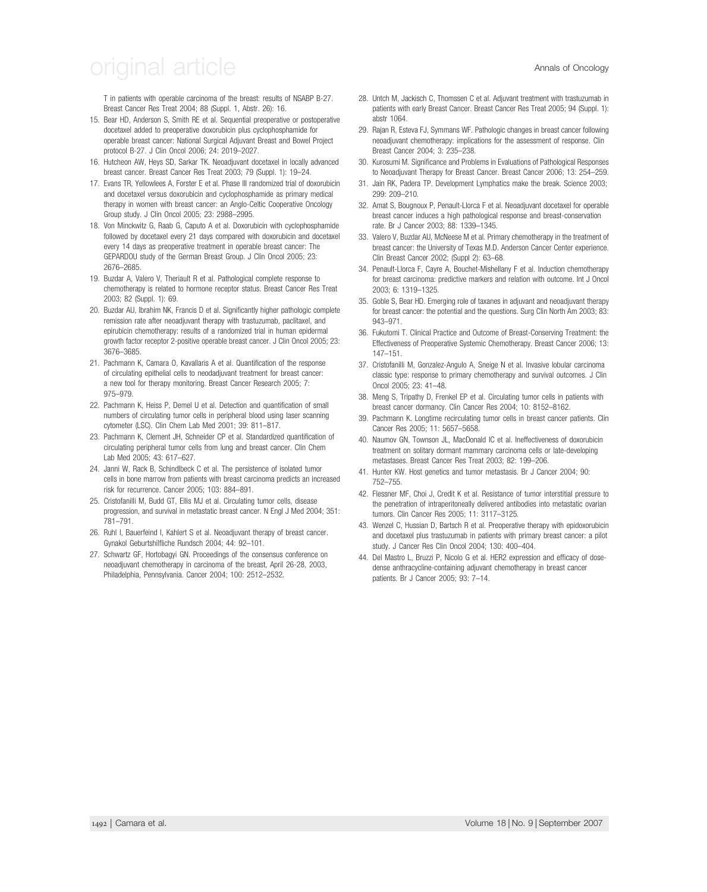T in patients with operable carcinoma of the breast: results of NSABP B-27. Breast Cancer Res Treat 2004; 88 (Suppl. 1, Abstr. 26): 16.

15. Bear HD, Anderson S, Smith RE et al. Sequential preoperative or postoperative docetaxel added to preoperative doxorubicin plus cyclophosphamide for operable breast cancer: National Surgical Adjuvant Breast and Bowel Project protocol B-27. J Clin Oncol 2006; 24: 2019–2027.
16. Hutcheon AW, Heys SD, Sarkar TK. Neoadjuvant docetaxel in locally advanced breast cancer. Breast Cancer Res Treat 2003; 79 (Suppl. 1): 19–24.
17. Evans TR, Yellowlees A, Forster E et al. Phase III randomized trial of doxorubicin and docetaxel versus doxorubicin and cyclophosphamide as primary medical therapy in women with breast cancer: an Anglo-Celtic Cooperative Oncology Group study. J Clin Oncol 2005; 23: 2988–2995.
18. Von Minckwitz G, Raab G, Caputo A et al. Doxorubicin with cyclophosphamide followed by docetaxel every 21 days compared with doxorubicin and docetaxel every 14 days as preoperative treatment in operable breast cancer: The GEPARDOU study of the German Breast Group. J Clin Oncol 2005; 23: 2676–2685.
19. Buzdar A, Valero V, Theriault R et al. Pathological complete response to chemotherapy is related to hormone receptor status. Breast Cancer Res Treat 2003; 82 (Suppl. 1): 69.
20. Buzdar AU, Ibrahim NK, Francis D et al. Significantly higher pathologic complete remission rate after neoadjuvant therapy with trastuzumab, paclitaxel, and epirubicin chemotherapy: results of a randomized trial in human epidermal growth factor receptor 2-positive operable breast cancer. J Clin Oncol 2005; 23: 3676–3685.
21. Pachmann K, Camara O, Kavallaris A et al. Quantification of the response of circulating epithelial cells to neodadjuvant treatment for breast cancer: a new tool for therapy monitoring. Breast Cancer Research 2005; 7: 975–979.
22. Pachmann K, Heiss P, Demel U et al. Detection and quantification of small numbers of circulating tumor cells in peripheral blood using laser scanning cytometer (LSC). Clin Chem Lab Med 2001; 39: 811–817.
23. Pachmann K, Clement JH, Schneider CP et al. Standardized quantification of circulating peripheral tumor cells from lung and breast cancer. Clin Chem Lab Med 2005; 43: 617–627.
24. Janni W, Rack B, Schindlbeck C et al. The persistence of isolated tumor cells in bone marrow from patients with breast carcinoma predicts an increased risk for recurrence. Cancer 2005; 103: 884–891.
25. Cristofanilli M, Budd GT, Ellis MJ et al. Circulating tumor cells, disease progression, and survival in metastatic breast cancer. N Engl J Med 2004; 351: 781–791.
26. Ruhl I, Bauerfeind I, Kahlert S et al. Neoadjuvant therapy of breast cancer. Gynakol Geburtshilfliche Rundsch 2004; 44: 92–101.
27. Schwartz GF, Hortobagyi GN. Proceedings of the consensus conference on neoadjuvant chemotherapy in carcinoma of the breast, April 26-28, 2003, Philadelphia, Pennsylvania. Cancer 2004; 100: 2512–2532.
28. Untch M, Jackisch C, Thomssen C et al. Adjuvant treatment with trastuzumab in patients with early Breast Cancer. Breast Cancer Res Treat 2005; 94 (Suppl. 1): abstr 1064.
29. Rajan R, Esteva FJ, Symmans WF. Pathologic changes in breast cancer following neoadjuvant chemotherapy: implications for the assessment of response. Clin Breast Cancer 2004; 3: 235–238.
30. Kurosumi M. Significance and Problems in Evaluations of Pathological Responses to Neoadjuvant Therapy for Breast Cancer. Breast Cancer 2006; 13: 254–259.
31. Jain RK, Padera TP. Development Lymphatics make the break. Science 2003; 299: 209–210.
32. Amat S, Bougnoux P, Penault-Llorca F et al. Neoadjuvant docetaxel for operable breast cancer induces a high pathological response and breast-conservation rate. Br J Cancer 2003; 88: 1339–1345.
33. Valero V, Buzdar AU, McNeese M et al. Primary chemotherapy in the treatment of breast cancer: the University of Texas M.D. Anderson Cancer Center experience. Clin Breast Cancer 2002; (Suppl 2): 63–68.
34. Penault-Llorca F, Cayre A, Bouchet-Mishellany F et al. Induction chemotherapy for breast carcinoma: predictive markers and relation with outcome. Int J Oncol 2003; 6: 1319–1325.
35. Goble S, Bear HD. Emerging role of taxanes in adjuvant and neoadjuvant therapy for breast cancer: the potential and the questions. Surg Clin North Am 2003; 83: 943–971.
36. Fukutomi T. Clinical Practice and Outcome of Breast-Conserving Treatment: the Effectiveness of Preoperative Systemic Chemotherapy. Breast Cancer 2006; 13: 147–151.
37. Cristofanilli M, Gonzalez-Angulo A, Sneige N et al. Invasive lobular carcinoma classic type: response to primary chemotherapy and survival outcomes. J Clin Oncol 2005; 23: 41–48.
38. Meng S, Tripathy D, Frenkel EP et al. Circulating tumor cells in patients with breast cancer dormancy. Clin Cancer Res 2004; 10: 8152–8162.
39. Pachmann K. Longtime recirculating tumor cells in breast cancer patients. Clin Cancer Res 2005; 11: 5657–5658.
40. Naumov GN, Townson JL, MacDonald IC et al. Ineffectiveness of doxorubicin treatment on solitary dormant mammary carcinoma cells or late-developing metastases. Breast Cancer Res Treat 2003; 82: 199–206.
41. Hunter KW. Host genetics and tumor metastasis. Br J Cancer 2004; 90: 752–755.
42. Flessner MF, Choi J, Credit K et al. Resistance of tumor interstitial pressure to the penetration of intraperitoneally delivered antibodies into metastatic ovarian tumors. Clin Cancer Res 2005; 11: 3117–3125.
43. Wenzel C, Hussian D, Bartsch R et al. Preoperative therapy with epidoxorubicin and docetaxel plus trastuzumab in patients with primary breast cancer: a pilot study. J Cancer Res Clin Oncol 2004; 130: 400–404.
44. Del Mastro L, Bruzzi P, Nicolo G et al. HER2 expression and efficacy of dose-dense anthracycline-containing adjuvant chemotherapy in breast cancer patients. Br J Cancer 2005; 93: 7–14.